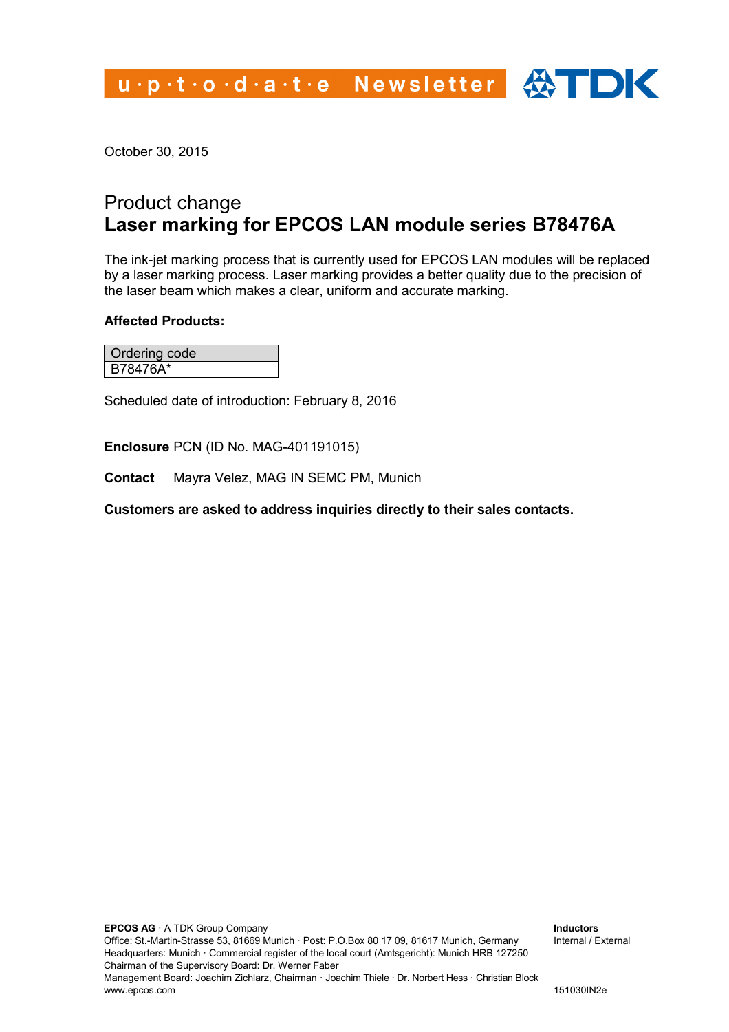u·p·t·o·d·a·t·e Newsletter

October 30, 2015

# Product change
# **Laser marking for EPCOS LAN module series B78476A**

The ink-jet marking process that is currently used for EPCOS LAN modules will be replaced by a laser marking process. Laser marking provides a better quality due to the precision of the laser beam which makes a clear, uniform and accurate marking.

**Affected Products:**

| Ordering code |
| --- |
| B78476A* |

Scheduled date of introduction: February 8, 2016

**Enclosure** PCN (ID No. MAG-401191015)

**Contact** Mayra Velez, MAG IN SEMC PM, Munich

**Customers are asked to address inquiries directly to their sales contacts.**

**EPCOS AG** · A TDK Group Company
Office: St.-Martin-Strasse 53, 81669 Munich · Post: P.O.Box 80 17 09, 81617 Munich, Germany
Headquarters: Munich · Commercial register of the local court (Amtsgericht): Munich HRB 127250
Chairman of the Supervisory Board: Dr. Werner Faber
Management Board: Joachim Zichlarz, Chairman · Joachim Thiele · Dr. Norbert Hess · Christian Block
www.epcos.com

**Inductors**
Internal / External

151030IN2e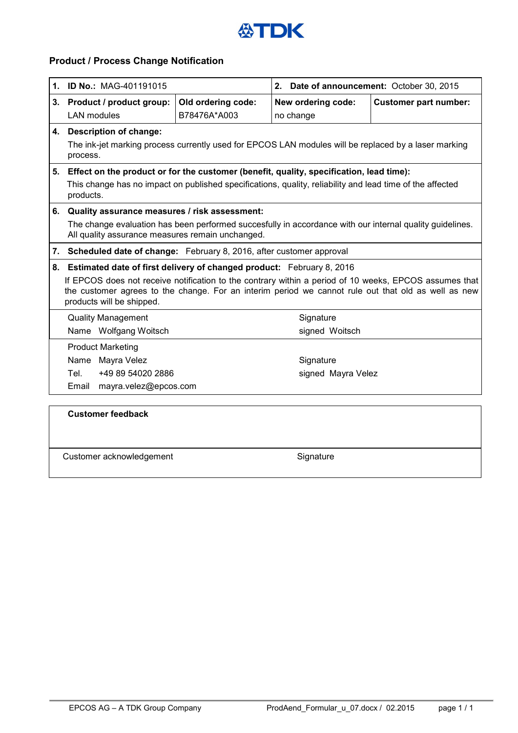TDK

## Product / Process Change Notification

| | | | |
|---|---|---|---|
| **1. ID No.:** MAG-401191015 | | **2. Date of announcement:** October 30, 2015 | |
| **3. Product / product group:** LAN modules | **Old ordering code:** B78476A*A003 | **New ordering code:** no change | **Customer part number:** |

**4. Description of change:**

The ink-jet marking process currently used for EPCOS LAN modules will be replaced by a laser marking process.

**5. Effect on the product or for the customer (benefit, quality, specification, lead time):**

This change has no impact on published specifications, quality, reliability and lead time of the affected products.

**6. Quality assurance measures / risk assessment:**

The change evaluation has been performed succesfully in accordance with our internal quality guidelines. All quality assurance measures remain unchanged.

**7. Scheduled date of change:** February 8, 2016, after customer approval

**8. Estimated date of first delivery of changed product:** February 8, 2016

If EPCOS does not receive notification to the contrary within a period of 10 weeks, EPCOS assumes that the customer agrees to the change. For an interim period we cannot rule out that old as well as new products will be shipped.

| | |
|---|---|
| Quality Management<br>Name Wolfgang Woitsch | Signature<br>signed Woitsch |
| Product Marketing<br>Name Mayra Velez<br>Tel. +49 89 54020 2886<br>Email mayra.velez@epcos.com | Signature<br>signed Mayra Velez |

**Customer feedback**

| | |
|---|---|
| Customer acknowledgement | Signature |

EPCOS AG – A TDK Group Company    ProdAend_Formular_u_07.docx / 02.2015